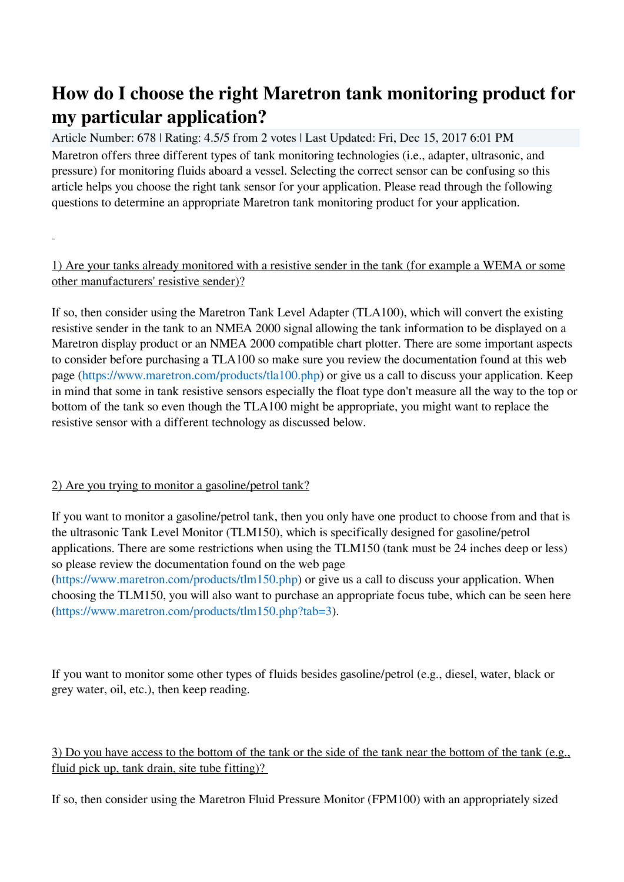# How do I choose the right Maretron tank monitoring product for my particular application?

Article Number: 678 | Rating: 4.5/5 from 2 votes | Last Updated: Fri, Dec 15, 2017 6:01 PM

Maretron offers three different types of tank monitoring technologies (i.e., adapter, ultrasonic, and pressure) for monitoring fluids aboard a vessel. Selecting the correct sensor can be confusing so this article helps you choose the right tank sensor for your application. Please read through the following questions to determine an appropriate Maretron tank monitoring product for your application.

1) Are your tanks already monitored with a resistive sender in the tank (for example a WEMA or some other manufacturers' resistive sender)?

If so, then consider using the Maretron Tank Level Adapter (TLA100), which will convert the existing resistive sender in the tank to an NMEA 2000 signal allowing the tank information to be displayed on a Maretron display product or an NMEA 2000 compatible chart plotter. There are some important aspects to consider before purchasing a TLA100 so make sure you review the documentation found at this web page (https://www.maretron.com/products/tla100.php) or give us a call to discuss your application. Keep in mind that some in tank resistive sensors especially the float type don't measure all the way to the top or bottom of the tank so even though the TLA100 might be appropriate, you might want to replace the resistive sensor with a different technology as discussed below.

2) Are you trying to monitor a gasoline/petrol tank?

If you want to monitor a gasoline/petrol tank, then you only have one product to choose from and that is the ultrasonic Tank Level Monitor (TLM150), which is specifically designed for gasoline/petrol applications. There are some restrictions when using the TLM150 (tank must be 24 inches deep or less) so please review the documentation found on the web page (https://www.maretron.com/products/tlm150.php) or give us a call to discuss your application. When choosing the TLM150, you will also want to purchase an appropriate focus tube, which can be seen here (https://www.maretron.com/products/tlm150.php?tab=3).

If you want to monitor some other types of fluids besides gasoline/petrol (e.g., diesel, water, black or grey water, oil, etc.), then keep reading.

3) Do you have access to the bottom of the tank or the side of the tank near the bottom of the tank (e.g., fluid pick up, tank drain, site tube fitting)?

If so, then consider using the Maretron Fluid Pressure Monitor (FPM100) with an appropriately sized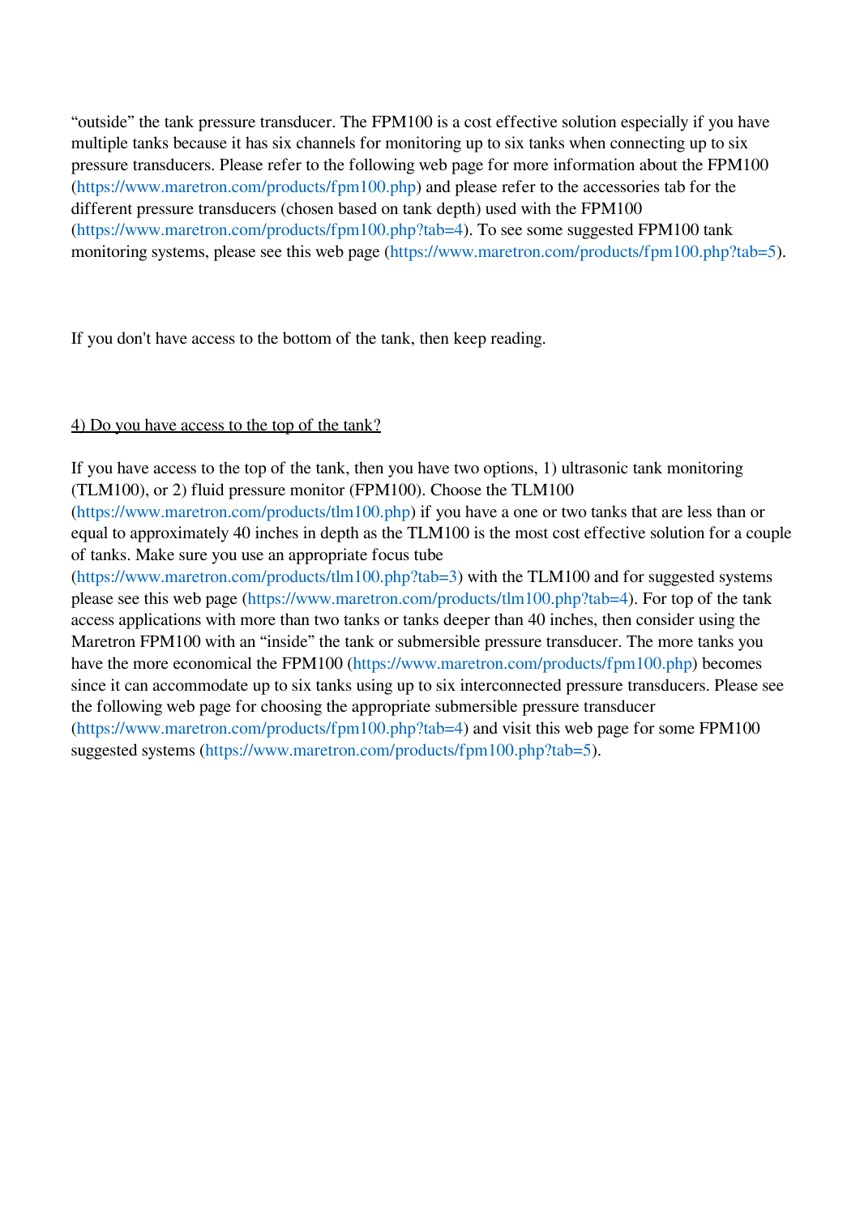"outside" the tank pressure transducer. The FPM100 is a cost effective solution especially if you have multiple tanks because it has six channels for monitoring up to six tanks when connecting up to six pressure transducers. Please refer to the following web page for more information about the FPM100 (https://www.maretron.com/products/fpm100.php) and please refer to the accessories tab for the different pressure transducers (chosen based on tank depth) used with the FPM100 (https://www.maretron.com/products/fpm100.php?tab=4). To see some suggested FPM100 tank monitoring systems, please see this web page (https://www.maretron.com/products/fpm100.php?tab=5).

If you don't have access to the bottom of the tank, then keep reading.

<u>4) Do you have access to the top of the tank?</u>

If you have access to the top of the tank, then you have two options, 1) ultrasonic tank monitoring (TLM100), or 2) fluid pressure monitor (FPM100). Choose the TLM100 (https://www.maretron.com/products/tlm100.php) if you have a one or two tanks that are less than or equal to approximately 40 inches in depth as the TLM100 is the most cost effective solution for a couple of tanks. Make sure you use an appropriate focus tube (https://www.maretron.com/products/tlm100.php?tab=3) with the TLM100 and for suggested systems please see this web page (https://www.maretron.com/products/tlm100.php?tab=4). For top of the tank access applications with more than two tanks or tanks deeper than 40 inches, then consider using the Maretron FPM100 with an "inside" the tank or submersible pressure transducer. The more tanks you have the more economical the FPM100 (https://www.maretron.com/products/fpm100.php) becomes since it can accommodate up to six tanks using up to six interconnected pressure transducers. Please see the following web page for choosing the appropriate submersible pressure transducer (https://www.maretron.com/products/fpm100.php?tab=4) and visit this web page for some FPM100 suggested systems (https://www.maretron.com/products/fpm100.php?tab=5).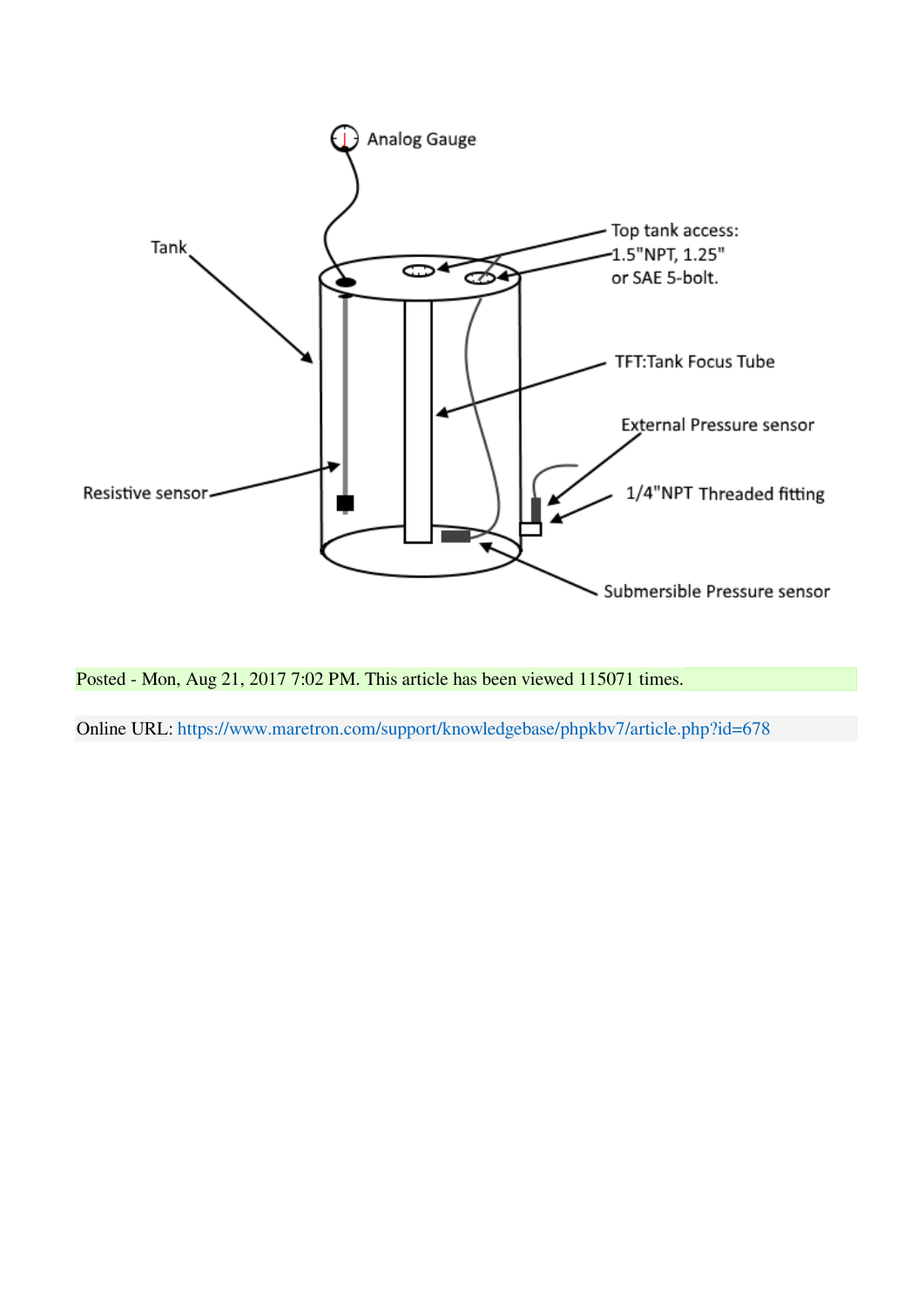Analog Gauge

Tank

Top tank access:
1.5"NPT, 1.25"
or SAE 5-bolt.

TFT:Tank Focus Tube

External Pressure sensor

Resistive sensor

1/4"NPT Threaded fitting

Submersible Pressure sensor

Posted - Mon, Aug 21, 2017 7:02 PM. This article has been viewed 115071 times.

Online URL: https://www.maretron.com/support/knowledgebase/phpkbv7/article.php?id=678